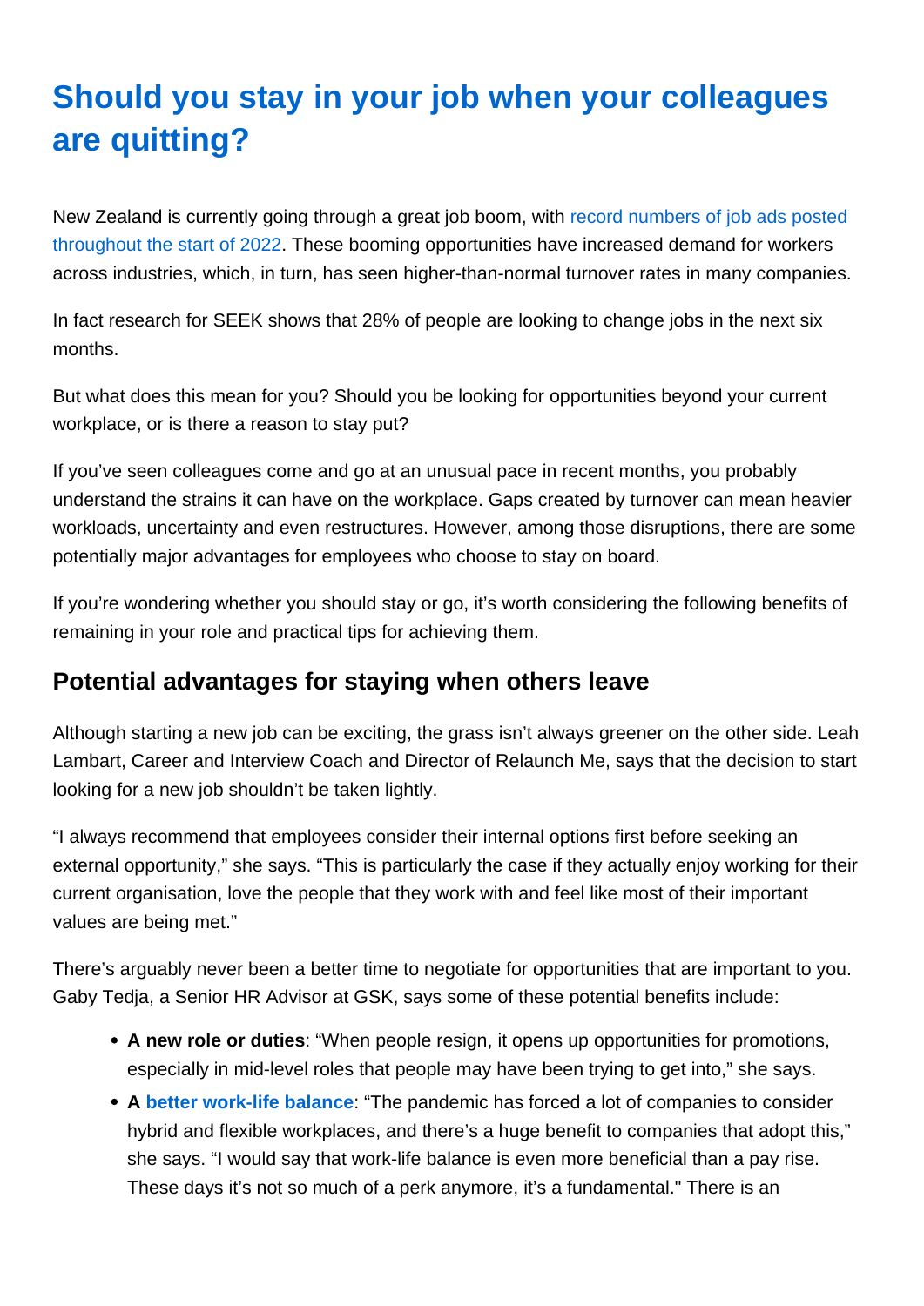# Should you stay in your job when your colleagues are quitting?

New Zealand is currently going through a great job boom, with record numbers of job ads posted throughout the start of 2022. These booming opportunities have increased demand for workers across industries, which, in turn, has seen higher-than-normal turnover rates in many companies.

In fact research for SEEK shows that 28% of people are looking to change jobs in the next six months.

But what does this mean for you? Should you be looking for opportunities beyond your current workplace, or is there a reason to stay put?

If you've seen colleagues come and go at an unusual pace in recent months, you probably understand the strains it can have on the workplace. Gaps created by turnover can mean heavier workloads, uncertainty and even restructures. However, among those disruptions, there are some potentially major advantages for employees who choose to stay on board.

If you're wondering whether you should stay or go, it's worth considering the following benefits of remaining in your role and practical tips for achieving them.

## Potential advantages for staying when others leave

Although starting a new job can be exciting, the grass isn't always greener on the other side. Leah Lambart, Career and Interview Coach and Director of Relaunch Me, says that the decision to start looking for a new job shouldn't be taken lightly.

"I always recommend that employees consider their internal options first before seeking an external opportunity," she says. "This is particularly the case if they actually enjoy working for their current organisation, love the people that they work with and feel like most of their important values are being met."

There's arguably never been a better time to negotiate for opportunities that are important to you. Gaby Tedja, a Senior HR Advisor at GSK, says some of these potential benefits include:

- **A new role or duties**: "When people resign, it opens up opportunities for promotions, especially in mid-level roles that people may have been trying to get into," she says.
- **A better work-life balance**: "The pandemic has forced a lot of companies to consider hybrid and flexible workplaces, and there's a huge benefit to companies that adopt this," she says. "I would say that work-life balance is even more beneficial than a pay rise. These days it's not so much of a perk anymore, it's a fundamental." There is an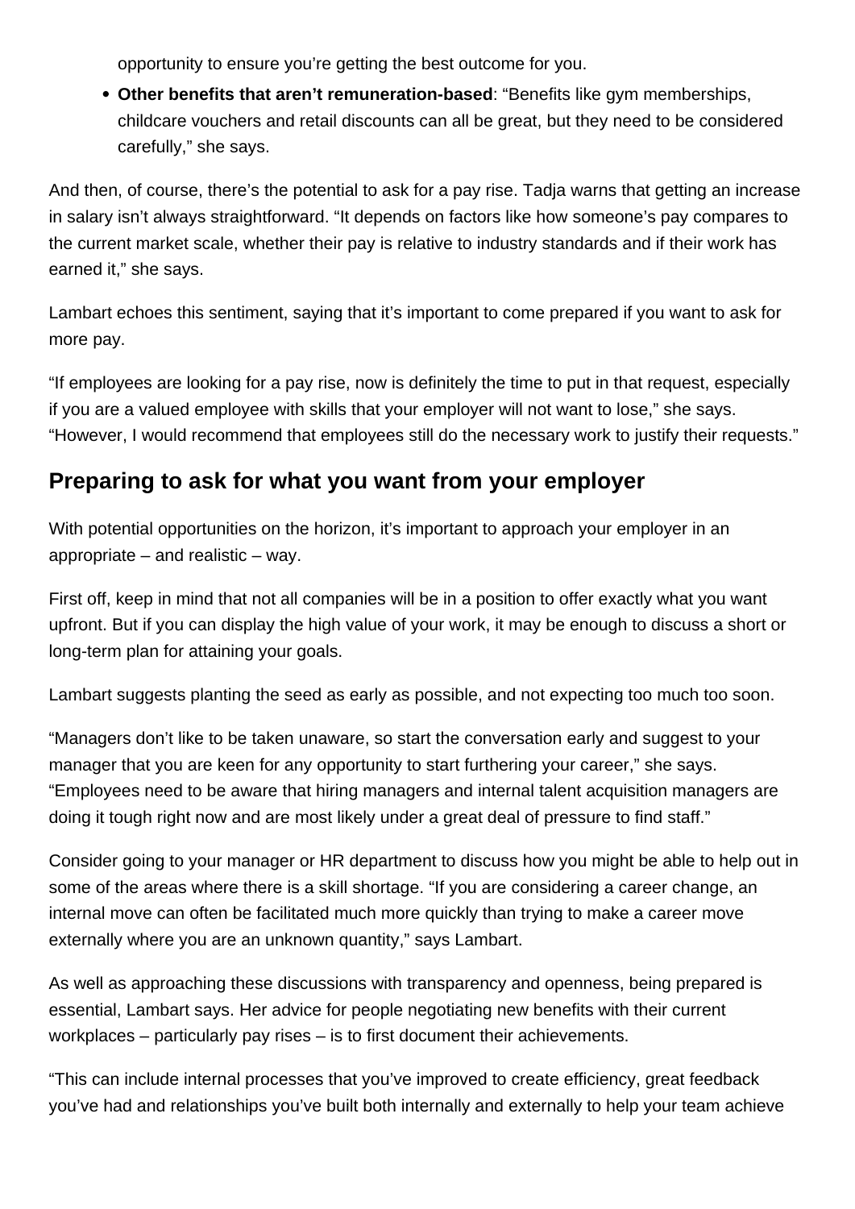opportunity to ensure you're getting the best outcome for you.

- **Other benefits that aren't remuneration-based**: "Benefits like gym memberships, childcare vouchers and retail discounts can all be great, but they need to be considered carefully," she says.

And then, of course, there's the potential to ask for a pay rise. Tadja warns that getting an increase in salary isn't always straightforward. "It depends on factors like how someone's pay compares to the current market scale, whether their pay is relative to industry standards and if their work has earned it," she says.

Lambart echoes this sentiment, saying that it's important to come prepared if you want to ask for more pay.

"If employees are looking for a pay rise, now is definitely the time to put in that request, especially if you are a valued employee with skills that your employer will not want to lose," she says. "However, I would recommend that employees still do the necessary work to justify their requests."

## Preparing to ask for what you want from your employer

With potential opportunities on the horizon, it's important to approach your employer in an appropriate – and realistic – way.

First off, keep in mind that not all companies will be in a position to offer exactly what you want upfront. But if you can display the high value of your work, it may be enough to discuss a short or long-term plan for attaining your goals.

Lambart suggests planting the seed as early as possible, and not expecting too much too soon.

"Managers don't like to be taken unaware, so start the conversation early and suggest to your manager that you are keen for any opportunity to start furthering your career," she says. "Employees need to be aware that hiring managers and internal talent acquisition managers are doing it tough right now and are most likely under a great deal of pressure to find staff."

Consider going to your manager or HR department to discuss how you might be able to help out in some of the areas where there is a skill shortage. "If you are considering a career change, an internal move can often be facilitated much more quickly than trying to make a career move externally where you are an unknown quantity," says Lambart.

As well as approaching these discussions with transparency and openness, being prepared is essential, Lambart says. Her advice for people negotiating new benefits with their current workplaces – particularly pay rises – is to first document their achievements.

"This can include internal processes that you've improved to create efficiency, great feedback you've had and relationships you've built both internally and externally to help your team achieve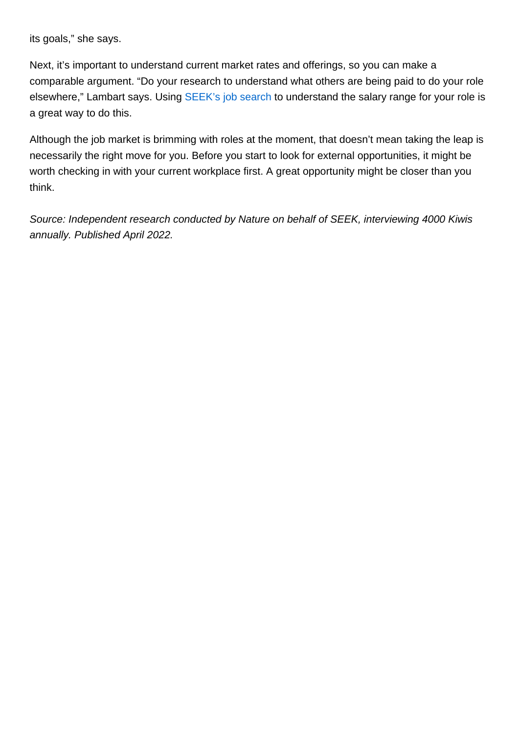its goals," she says.

Next, it's important to understand current market rates and offerings, so you can make a comparable argument. "Do your research to understand what others are being paid to do your role elsewhere," Lambart says. Using SEEK's job search to understand the salary range for your role is a great way to do this.

Although the job market is brimming with roles at the moment, that doesn't mean taking the leap is necessarily the right move for you. Before you start to look for external opportunities, it might be worth checking in with your current workplace first. A great opportunity might be closer than you think.

*Source: Independent research conducted by Nature on behalf of SEEK, interviewing 4000 Kiwis annually. Published April 2022.*